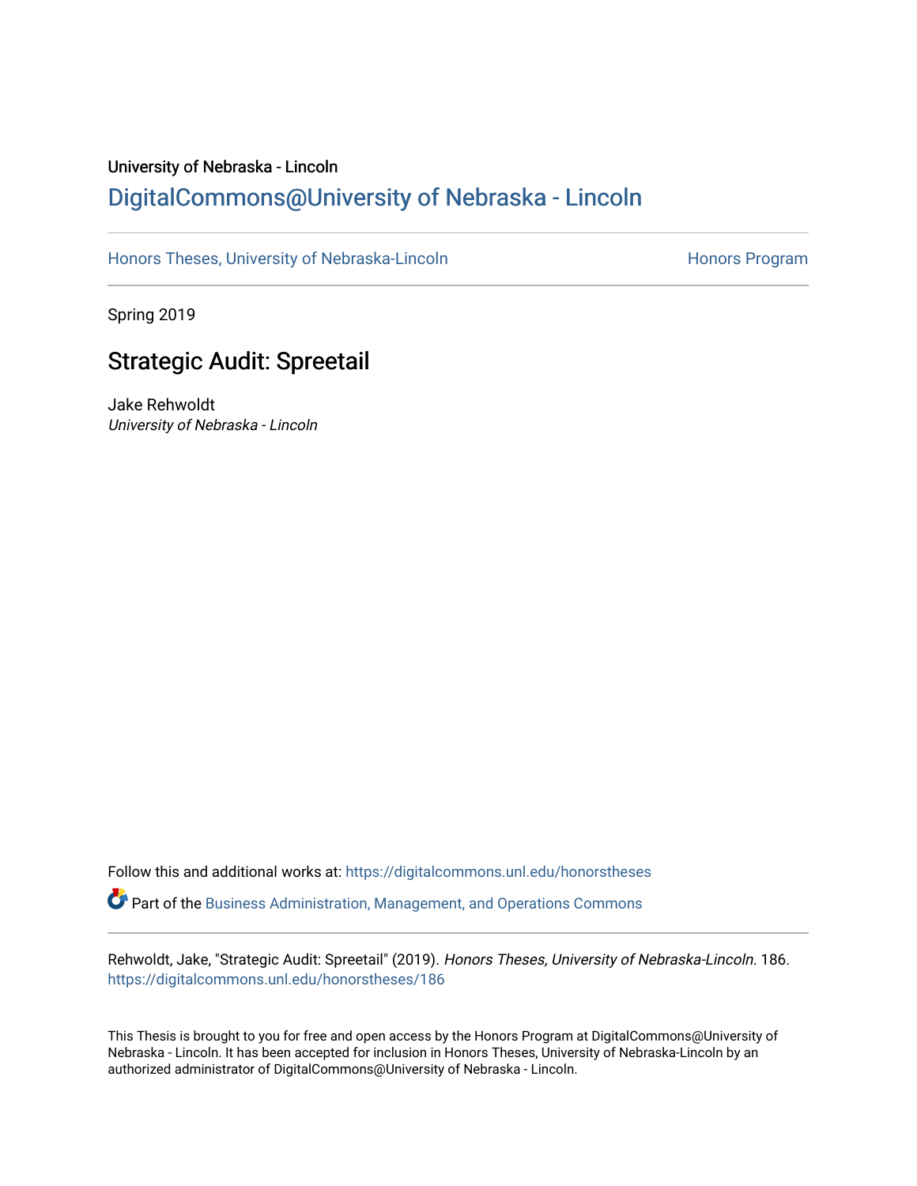University of Nebraska - Lincoln

## DigitalCommons@University of Nebraska - Lincoln

Honors Theses, University of Nebraska-Lincoln | Honors Program

Spring 2019

# Strategic Audit: Spreetail

Jake Rehwoldt
*University of Nebraska - Lincoln*

Follow this and additional works at: https://digitalcommons.unl.edu/honorstheses

Part of the Business Administration, Management, and Operations Commons

Rehwoldt, Jake, "Strategic Audit: Spreetail" (2019). *Honors Theses, University of Nebraska-Lincoln*. 186.
https://digitalcommons.unl.edu/honorstheses/186

This Thesis is brought to you for free and open access by the Honors Program at DigitalCommons@University of Nebraska - Lincoln. It has been accepted for inclusion in Honors Theses, University of Nebraska-Lincoln by an authorized administrator of DigitalCommons@University of Nebraska - Lincoln.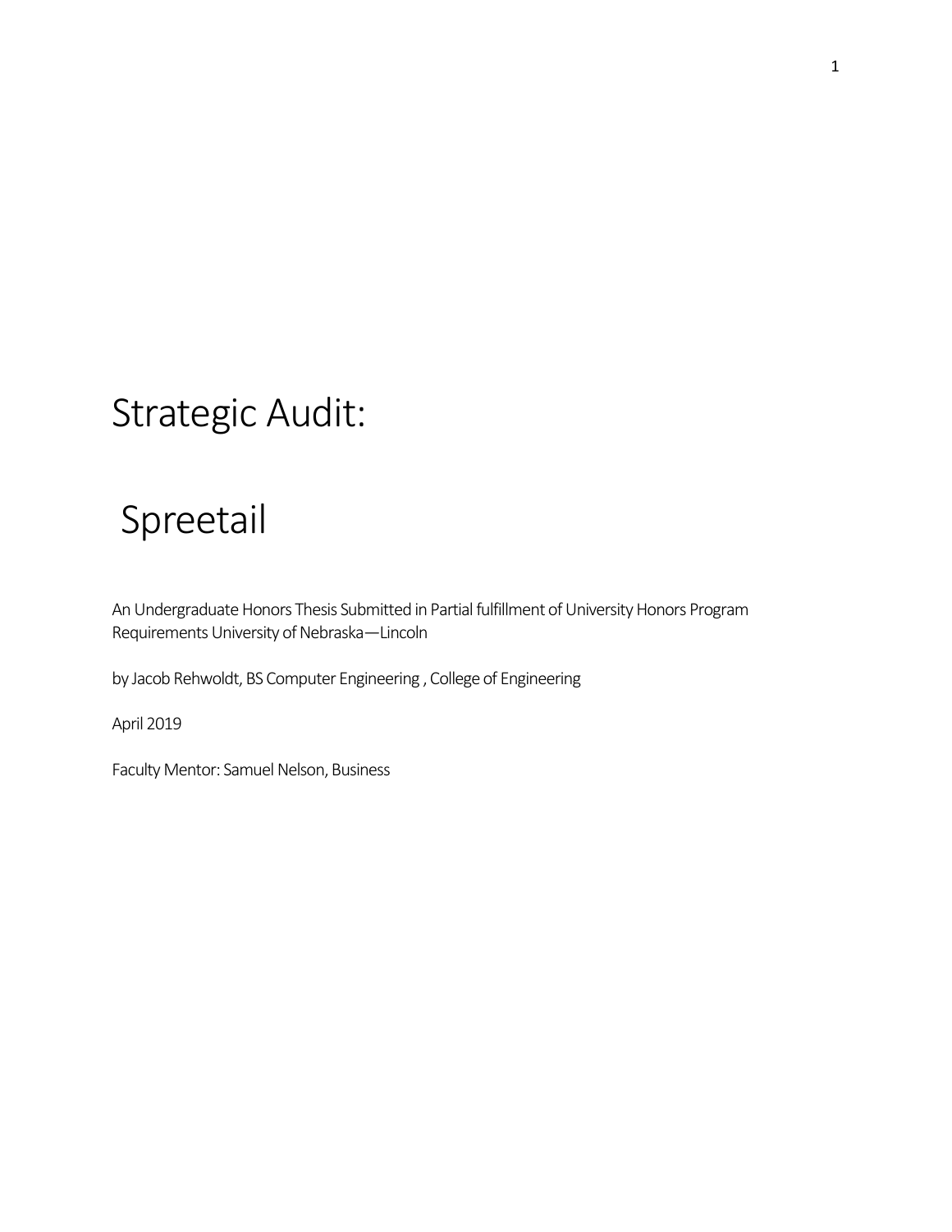# Strategic Audit:

# Spreetail

An Undergraduate Honors Thesis Submitted in Partial fulfillment of University Honors Program Requirements University of Nebraska—Lincoln

by Jacob Rehwoldt, BS Computer Engineering , College of Engineering

April 2019

Faculty Mentor: Samuel Nelson, Business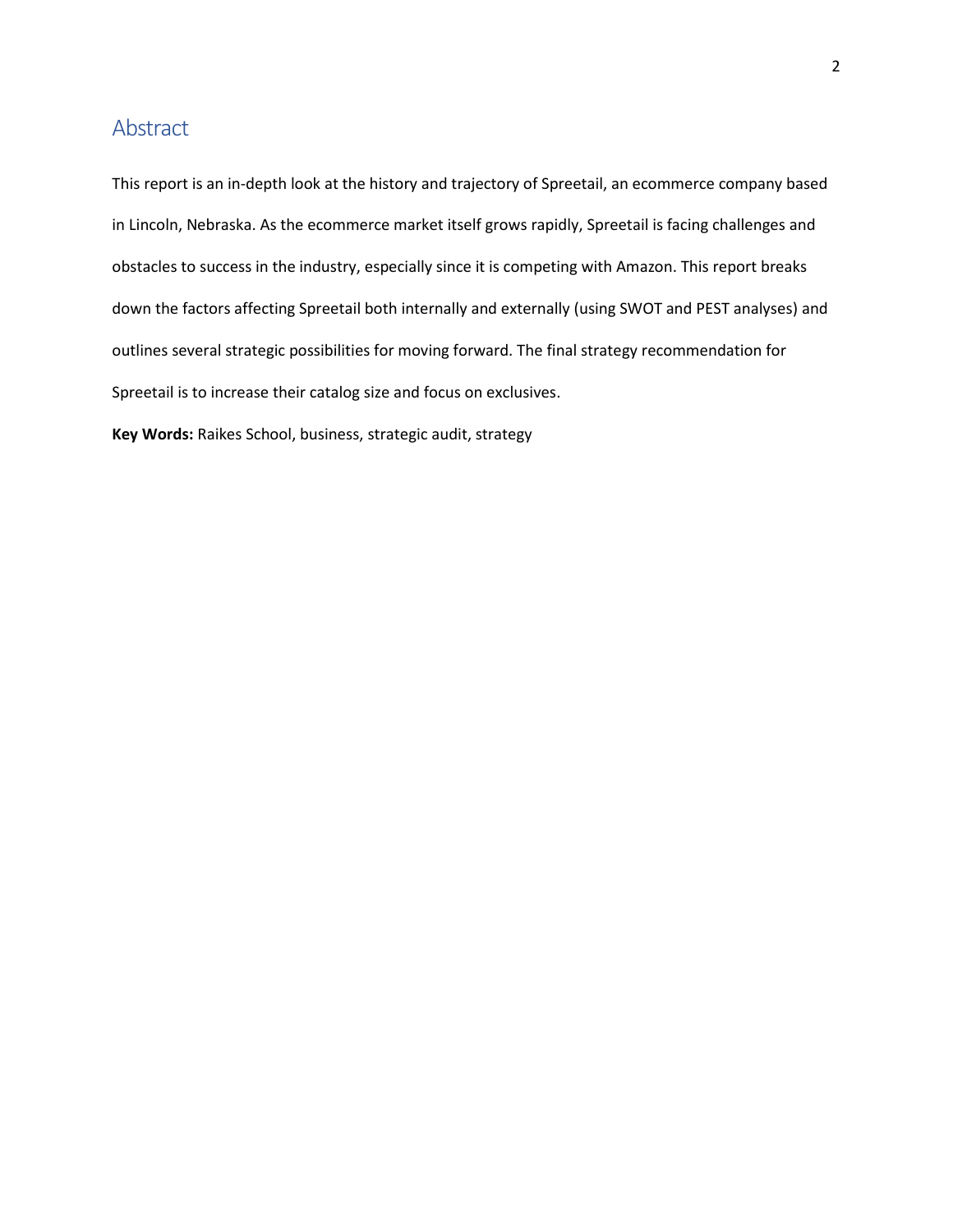## Abstract

This report is an in-depth look at the history and trajectory of Spreetail, an ecommerce company based in Lincoln, Nebraska. As the ecommerce market itself grows rapidly, Spreetail is facing challenges and obstacles to success in the industry, especially since it is competing with Amazon. This report breaks down the factors affecting Spreetail both internally and externally (using SWOT and PEST analyses) and outlines several strategic possibilities for moving forward. The final strategy recommendation for Spreetail is to increase their catalog size and focus on exclusives.

**Key Words:** Raikes School, business, strategic audit, strategy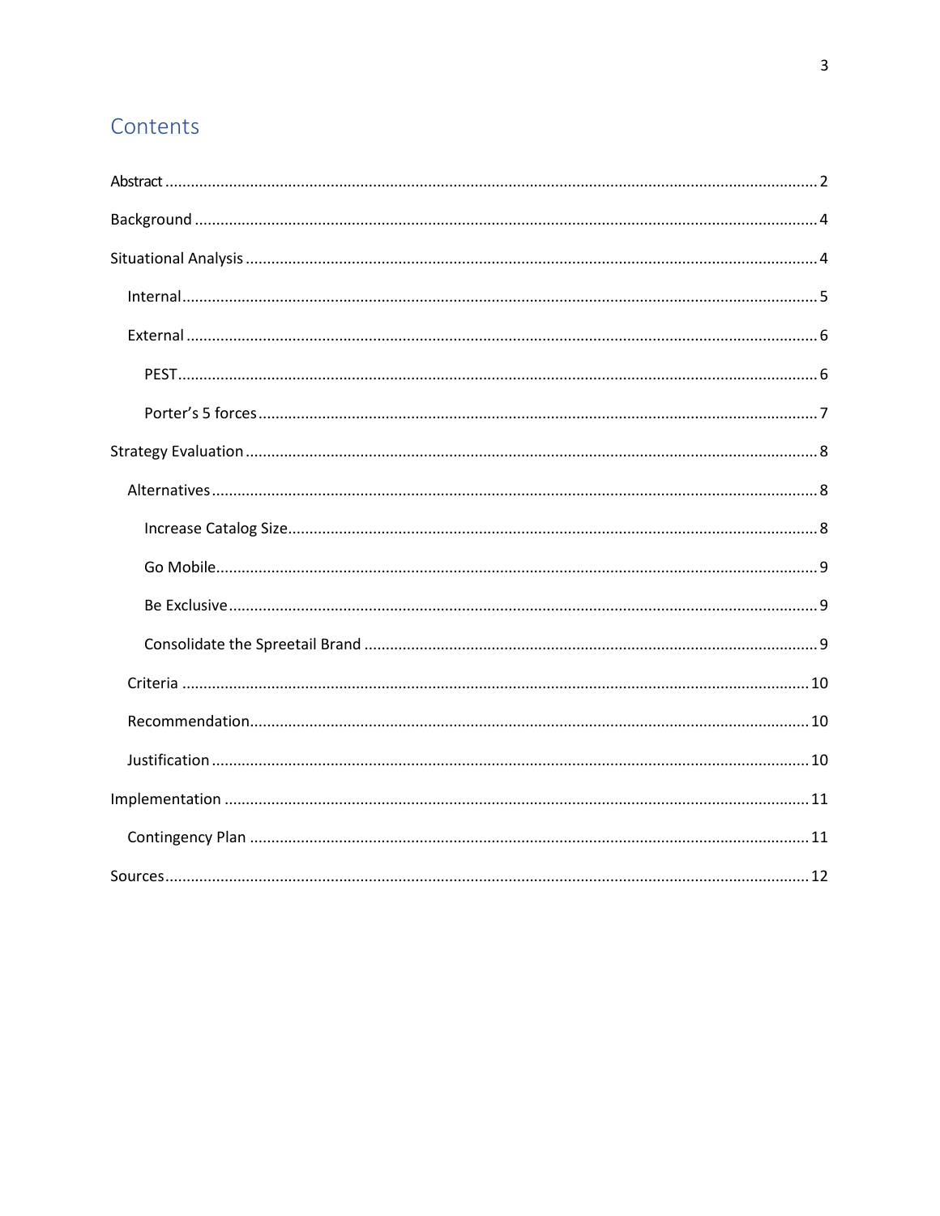# Contents

Abstract ........................................................................................................................................ 2

Background ................................................................................................................................ 4

Situational Analysis .................................................................................................................... 4

- Internal .................................................................................................................................. 5
- External .................................................................................................................................. 6
  - PEST .................................................................................................................................. 6
  - Porter's 5 forces ................................................................................................................. 7

Strategy Evaluation .................................................................................................................... 8

- Alternatives ........................................................................................................................... 8
  - Increase Catalog Size .......................................................................................................... 8
  - Go Mobile ........................................................................................................................... 9
  - Be Exclusive ........................................................................................................................ 9
  - Consolidate the Spreetail Brand ......................................................................................... 9
- Criteria ................................................................................................................................. 10
- Recommendation ................................................................................................................. 10
- Justification ......................................................................................................................... 10

Implementation ........................................................................................................................ 11

- Contingency Plan ................................................................................................................. 11

Sources ..................................................................................................................................... 12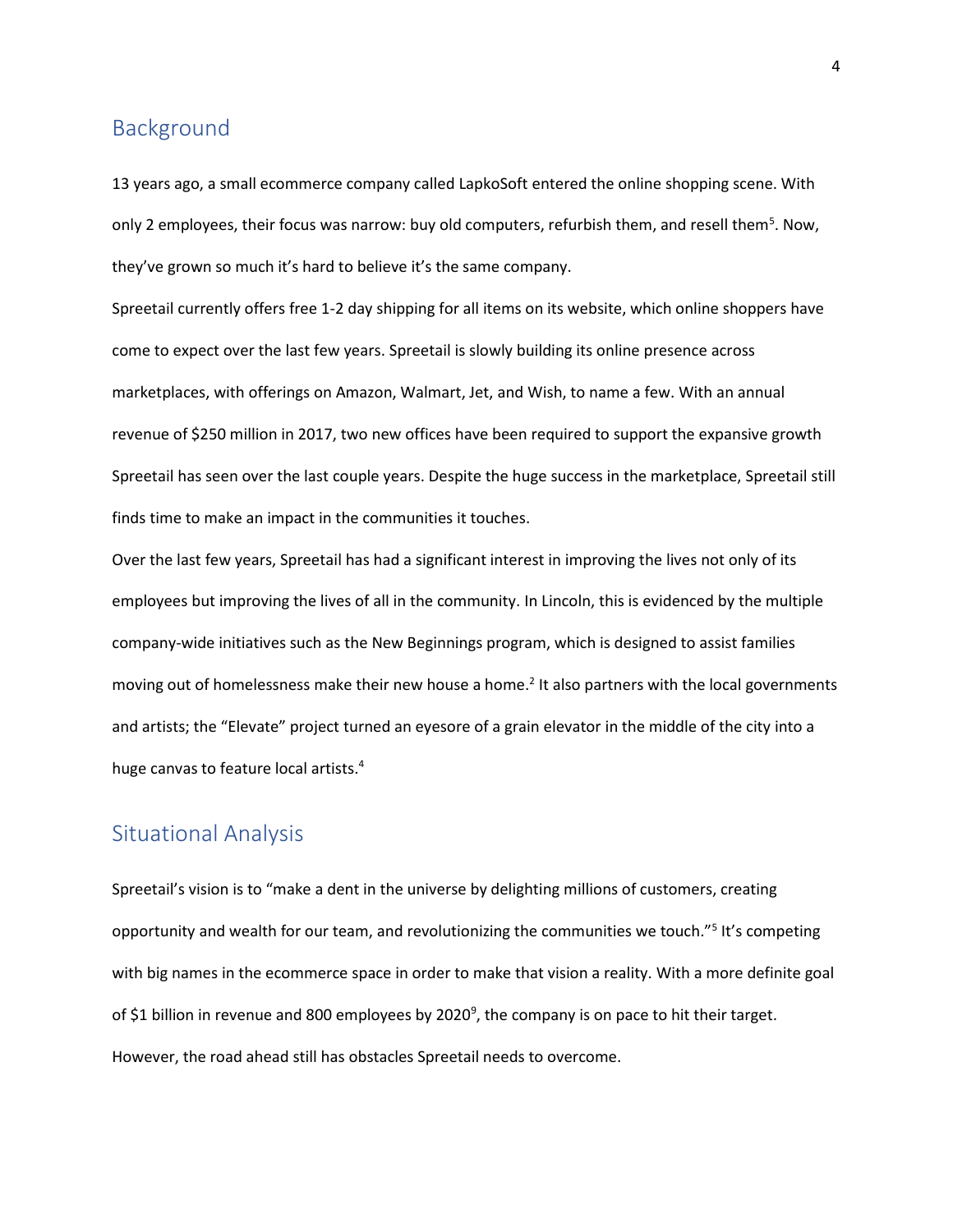## Background

13 years ago, a small ecommerce company called LapkoSoft entered the online shopping scene. With only 2 employees, their focus was narrow: buy old computers, refurbish them, and resell them[5]. Now, they've grown so much it's hard to believe it's the same company.

Spreetail currently offers free 1-2 day shipping for all items on its website, which online shoppers have come to expect over the last few years. Spreetail is slowly building its online presence across marketplaces, with offerings on Amazon, Walmart, Jet, and Wish, to name a few. With an annual revenue of $250 million in 2017, two new offices have been required to support the expansive growth Spreetail has seen over the last couple years. Despite the huge success in the marketplace, Spreetail still finds time to make an impact in the communities it touches.

Over the last few years, Spreetail has had a significant interest in improving the lives not only of its employees but improving the lives of all in the community. In Lincoln, this is evidenced by the multiple company-wide initiatives such as the New Beginnings program, which is designed to assist families moving out of homelessness make their new house a home.[2] It also partners with the local governments and artists; the "Elevate" project turned an eyesore of a grain elevator in the middle of the city into a huge canvas to feature local artists.[4]

## Situational Analysis

Spreetail's vision is to "make a dent in the universe by delighting millions of customers, creating opportunity and wealth for our team, and revolutionizing the communities we touch."[5] It's competing with big names in the ecommerce space in order to make that vision a reality. With a more definite goal of $1 billion in revenue and 800 employees by 2020[9], the company is on pace to hit their target. However, the road ahead still has obstacles Spreetail needs to overcome.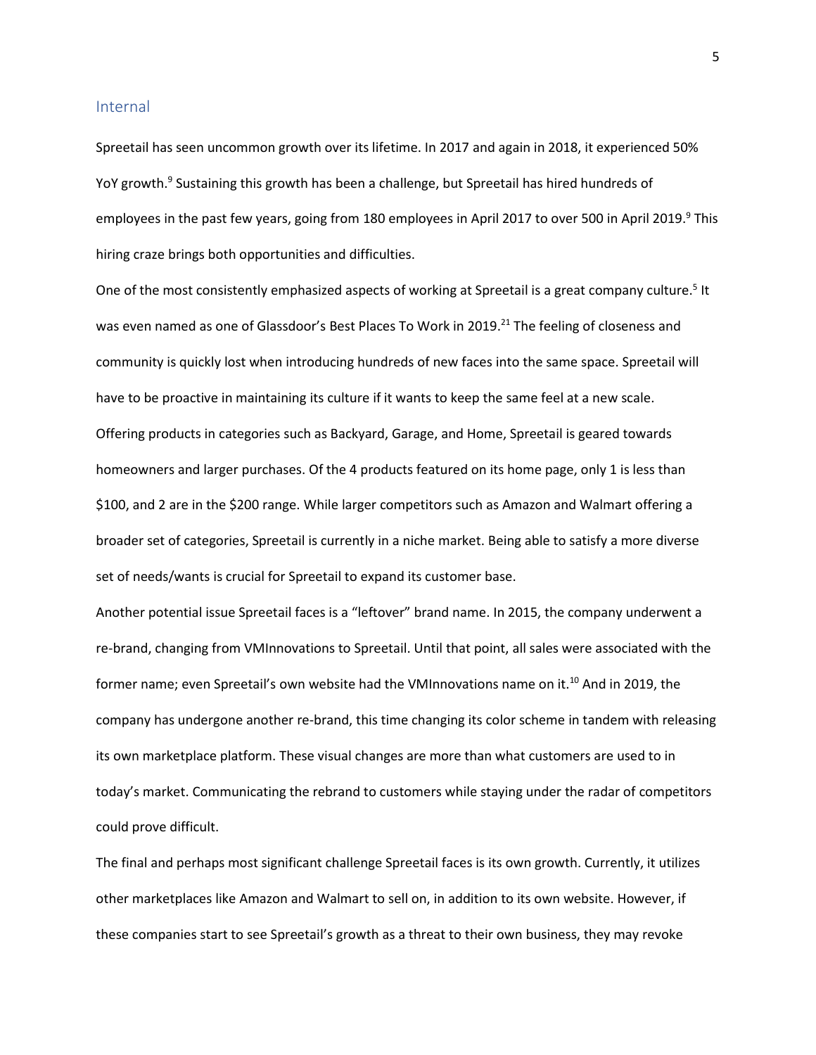## Internal

Spreetail has seen uncommon growth over its lifetime. In 2017 and again in 2018, it experienced 50% YoY growth.[9] Sustaining this growth has been a challenge, but Spreetail has hired hundreds of employees in the past few years, going from 180 employees in April 2017 to over 500 in April 2019.[9] This hiring craze brings both opportunities and difficulties.

One of the most consistently emphasized aspects of working at Spreetail is a great company culture.[5] It was even named as one of Glassdoor's Best Places To Work in 2019.[21] The feeling of closeness and community is quickly lost when introducing hundreds of new faces into the same space. Spreetail will have to be proactive in maintaining its culture if it wants to keep the same feel at a new scale.

Offering products in categories such as Backyard, Garage, and Home, Spreetail is geared towards homeowners and larger purchases. Of the 4 products featured on its home page, only 1 is less than $100, and 2 are in the $200 range. While larger competitors such as Amazon and Walmart offering a broader set of categories, Spreetail is currently in a niche market. Being able to satisfy a more diverse set of needs/wants is crucial for Spreetail to expand its customer base.

Another potential issue Spreetail faces is a "leftover" brand name. In 2015, the company underwent a re-brand, changing from VMInnovations to Spreetail. Until that point, all sales were associated with the former name; even Spreetail's own website had the VMInnovations name on it.[10] And in 2019, the company has undergone another re-brand, this time changing its color scheme in tandem with releasing its own marketplace platform. These visual changes are more than what customers are used to in today's market. Communicating the rebrand to customers while staying under the radar of competitors could prove difficult.

The final and perhaps most significant challenge Spreetail faces is its own growth. Currently, it utilizes other marketplaces like Amazon and Walmart to sell on, in addition to its own website. However, if these companies start to see Spreetail's growth as a threat to their own business, they may revoke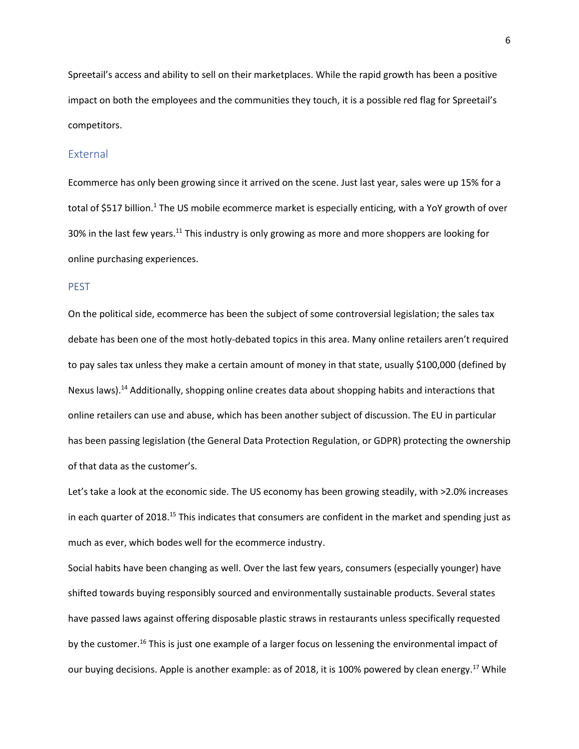Spreetail's access and ability to sell on their marketplaces. While the rapid growth has been a positive impact on both the employees and the communities they touch, it is a possible red flag for Spreetail's competitors.

## External

Ecommerce has only been growing since it arrived on the scene. Just last year, sales were up 15% for a total of $517 billion.[1] The US mobile ecommerce market is especially enticing, with a YoY growth of over 30% in the last few years.[11] This industry is only growing as more and more shoppers are looking for online purchasing experiences.

## PEST

On the political side, ecommerce has been the subject of some controversial legislation; the sales tax debate has been one of the most hotly-debated topics in this area. Many online retailers aren't required to pay sales tax unless they make a certain amount of money in that state, usually $100,000 (defined by Nexus laws).[14] Additionally, shopping online creates data about shopping habits and interactions that online retailers can use and abuse, which has been another subject of discussion. The EU in particular has been passing legislation (the General Data Protection Regulation, or GDPR) protecting the ownership of that data as the customer's.

Let's take a look at the economic side. The US economy has been growing steadily, with >2.0% increases in each quarter of 2018.[15] This indicates that consumers are confident in the market and spending just as much as ever, which bodes well for the ecommerce industry.

Social habits have been changing as well. Over the last few years, consumers (especially younger) have shifted towards buying responsibly sourced and environmentally sustainable products. Several states have passed laws against offering disposable plastic straws in restaurants unless specifically requested by the customer.[16] This is just one example of a larger focus on lessening the environmental impact of our buying decisions. Apple is another example: as of 2018, it is 100% powered by clean energy.[17] While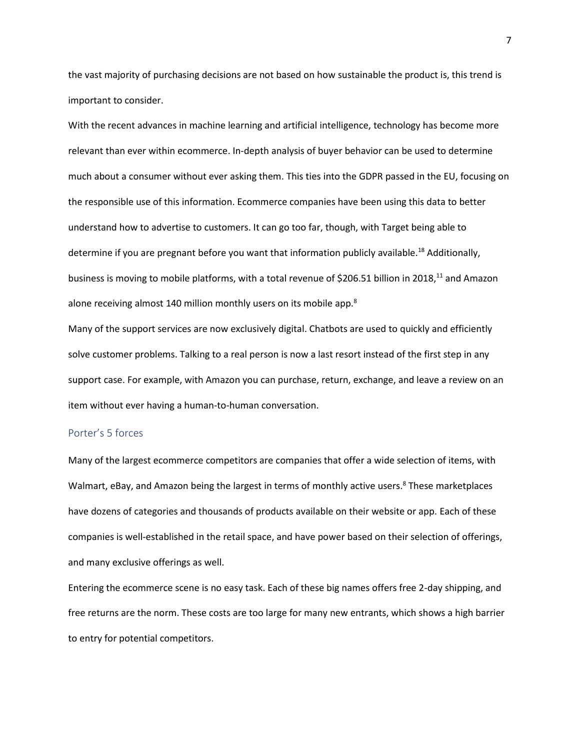the vast majority of purchasing decisions are not based on how sustainable the product is, this trend is important to consider.

With the recent advances in machine learning and artificial intelligence, technology has become more relevant than ever within ecommerce. In-depth analysis of buyer behavior can be used to determine much about a consumer without ever asking them. This ties into the GDPR passed in the EU, focusing on the responsible use of this information. Ecommerce companies have been using this data to better understand how to advertise to customers. It can go too far, though, with Target being able to determine if you are pregnant before you want that information publicly available.[18] Additionally, business is moving to mobile platforms, with a total revenue of $206.51 billion in 2018,[11] and Amazon alone receiving almost 140 million monthly users on its mobile app.[8]

Many of the support services are now exclusively digital. Chatbots are used to quickly and efficiently solve customer problems. Talking to a real person is now a last resort instead of the first step in any support case. For example, with Amazon you can purchase, return, exchange, and leave a review on an item without ever having a human-to-human conversation.

## Porter's 5 forces

Many of the largest ecommerce competitors are companies that offer a wide selection of items, with Walmart, eBay, and Amazon being the largest in terms of monthly active users.[8] These marketplaces have dozens of categories and thousands of products available on their website or app. Each of these companies is well-established in the retail space, and have power based on their selection of offerings, and many exclusive offerings as well.

Entering the ecommerce scene is no easy task. Each of these big names offers free 2-day shipping, and free returns are the norm. These costs are too large for many new entrants, which shows a high barrier to entry for potential competitors.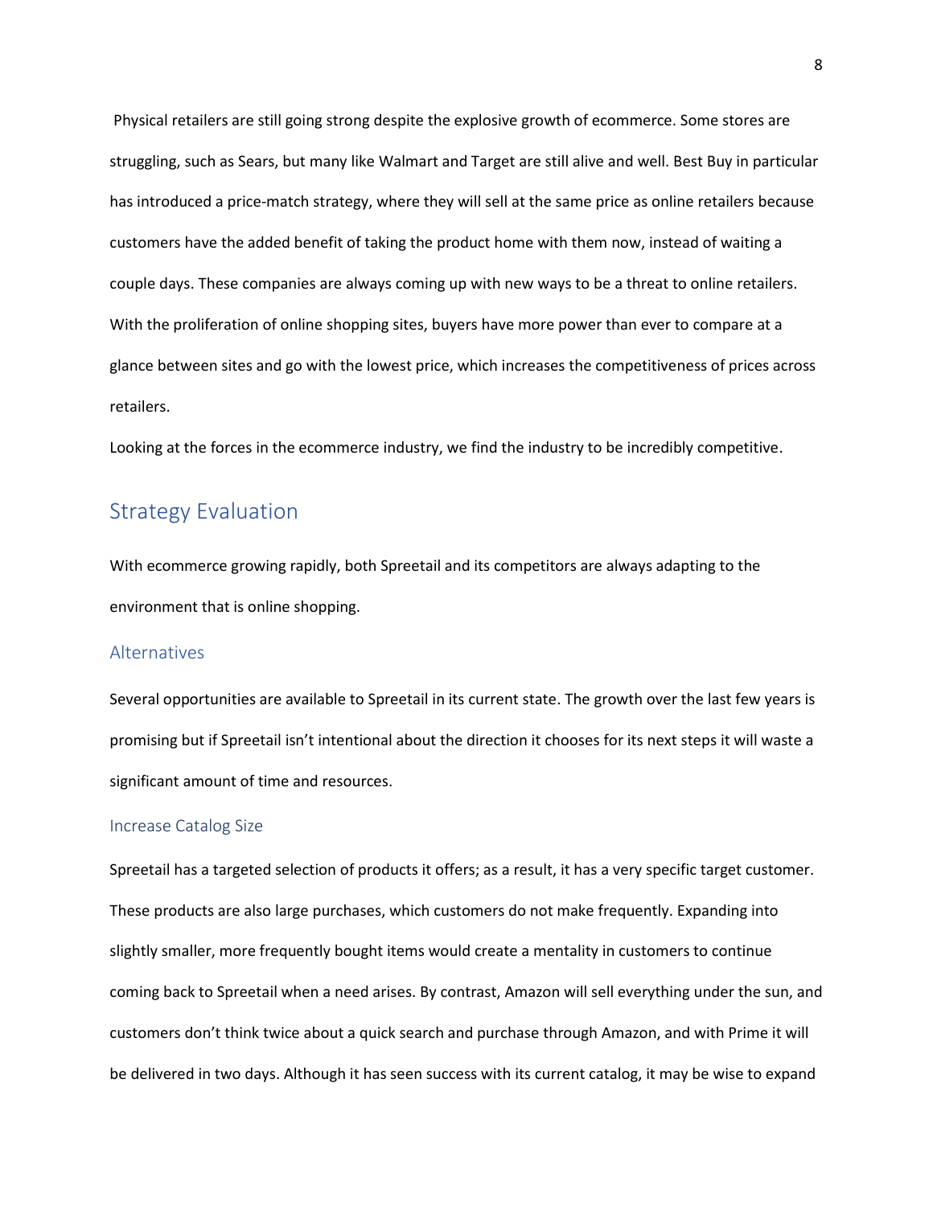Physical retailers are still going strong despite the explosive growth of ecommerce. Some stores are struggling, such as Sears, but many like Walmart and Target are still alive and well. Best Buy in particular has introduced a price-match strategy, where they will sell at the same price as online retailers because customers have the added benefit of taking the product home with them now, instead of waiting a couple days. These companies are always coming up with new ways to be a threat to online retailers. With the proliferation of online shopping sites, buyers have more power than ever to compare at a glance between sites and go with the lowest price, which increases the competitiveness of prices across retailers.

Looking at the forces in the ecommerce industry, we find the industry to be incredibly competitive.

## Strategy Evaluation

With ecommerce growing rapidly, both Spreetail and its competitors are always adapting to the environment that is online shopping.

### Alternatives

Several opportunities are available to Spreetail in its current state. The growth over the last few years is promising but if Spreetail isn't intentional about the direction it chooses for its next steps it will waste a significant amount of time and resources.

#### Increase Catalog Size

Spreetail has a targeted selection of products it offers; as a result, it has a very specific target customer. These products are also large purchases, which customers do not make frequently. Expanding into slightly smaller, more frequently bought items would create a mentality in customers to continue coming back to Spreetail when a need arises. By contrast, Amazon will sell everything under the sun, and customers don't think twice about a quick search and purchase through Amazon, and with Prime it will be delivered in two days. Although it has seen success with its current catalog, it may be wise to expand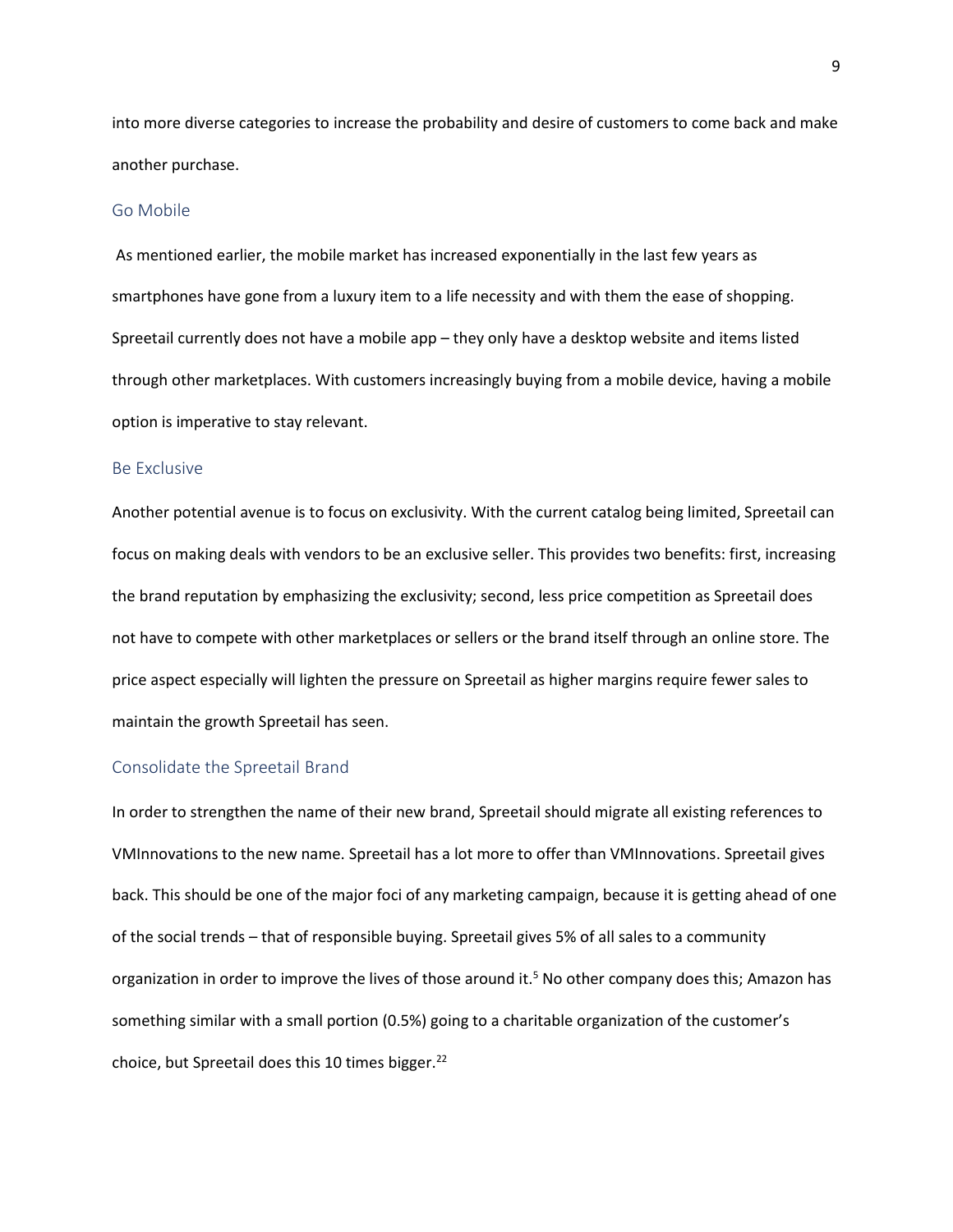into more diverse categories to increase the probability and desire of customers to come back and make another purchase.

### Go Mobile

As mentioned earlier, the mobile market has increased exponentially in the last few years as smartphones have gone from a luxury item to a life necessity and with them the ease of shopping. Spreetail currently does not have a mobile app – they only have a desktop website and items listed through other marketplaces. With customers increasingly buying from a mobile device, having a mobile option is imperative to stay relevant.

### Be Exclusive

Another potential avenue is to focus on exclusivity. With the current catalog being limited, Spreetail can focus on making deals with vendors to be an exclusive seller. This provides two benefits: first, increasing the brand reputation by emphasizing the exclusivity; second, less price competition as Spreetail does not have to compete with other marketplaces or sellers or the brand itself through an online store. The price aspect especially will lighten the pressure on Spreetail as higher margins require fewer sales to maintain the growth Spreetail has seen.

### Consolidate the Spreetail Brand

In order to strengthen the name of their new brand, Spreetail should migrate all existing references to VMInnovations to the new name. Spreetail has a lot more to offer than VMInnovations. Spreetail gives back. This should be one of the major foci of any marketing campaign, because it is getting ahead of one of the social trends – that of responsible buying. Spreetail gives 5% of all sales to a community organization in order to improve the lives of those around it.[5] No other company does this; Amazon has something similar with a small portion (0.5%) going to a charitable organization of the customer's choice, but Spreetail does this 10 times bigger.[22]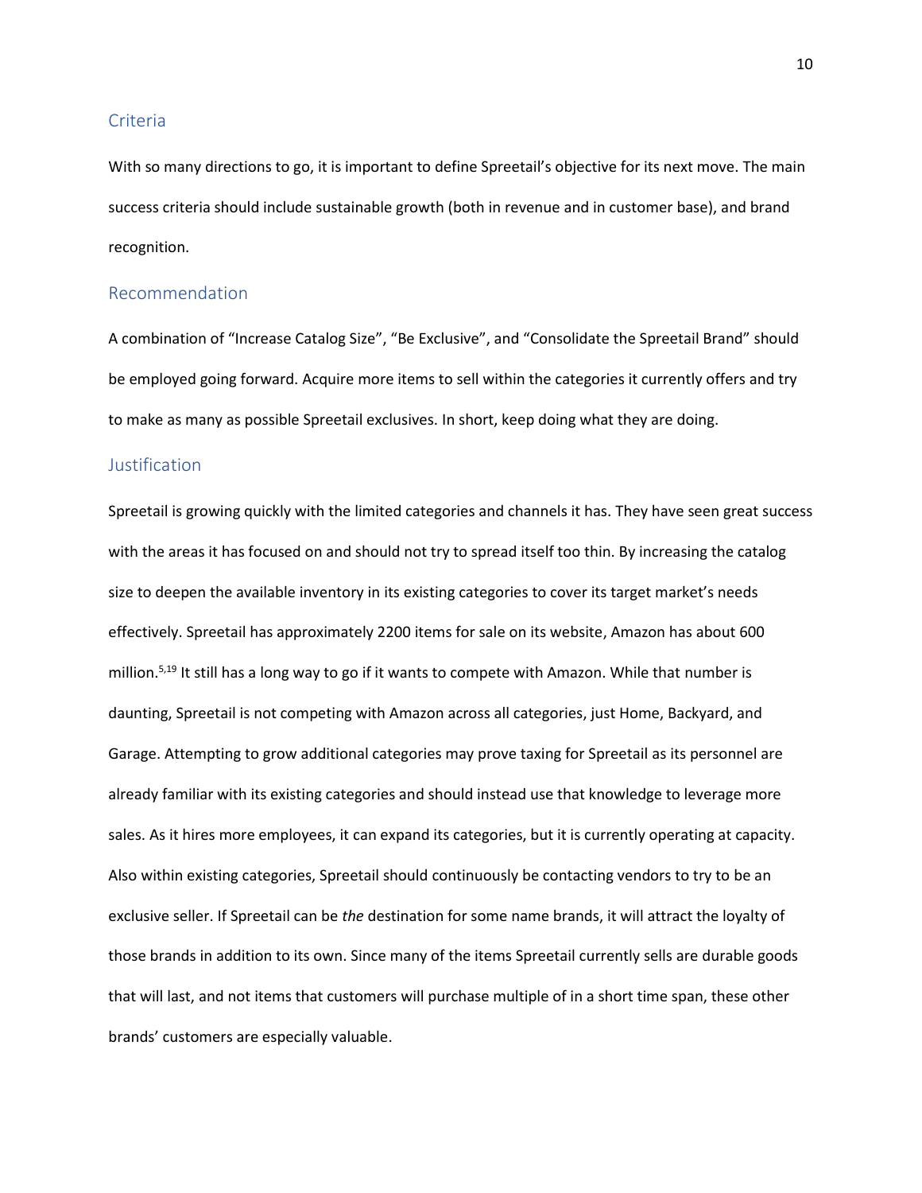## Criteria

With so many directions to go, it is important to define Spreetail's objective for its next move. The main success criteria should include sustainable growth (both in revenue and in customer base), and brand recognition.

## Recommendation

A combination of "Increase Catalog Size", "Be Exclusive", and "Consolidate the Spreetail Brand" should be employed going forward. Acquire more items to sell within the categories it currently offers and try to make as many as possible Spreetail exclusives. In short, keep doing what they are doing.

## Justification

Spreetail is growing quickly with the limited categories and channels it has. They have seen great success with the areas it has focused on and should not try to spread itself too thin. By increasing the catalog size to deepen the available inventory in its existing categories to cover its target market's needs effectively. Spreetail has approximately 2200 items for sale on its website, Amazon has about 600 million.[5,19] It still has a long way to go if it wants to compete with Amazon. While that number is daunting, Spreetail is not competing with Amazon across all categories, just Home, Backyard, and Garage. Attempting to grow additional categories may prove taxing for Spreetail as its personnel are already familiar with its existing categories and should instead use that knowledge to leverage more sales. As it hires more employees, it can expand its categories, but it is currently operating at capacity. Also within existing categories, Spreetail should continuously be contacting vendors to try to be an exclusive seller. If Spreetail can be *the* destination for some name brands, it will attract the loyalty of those brands in addition to its own. Since many of the items Spreetail currently sells are durable goods that will last, and not items that customers will purchase multiple of in a short time span, these other brands' customers are especially valuable.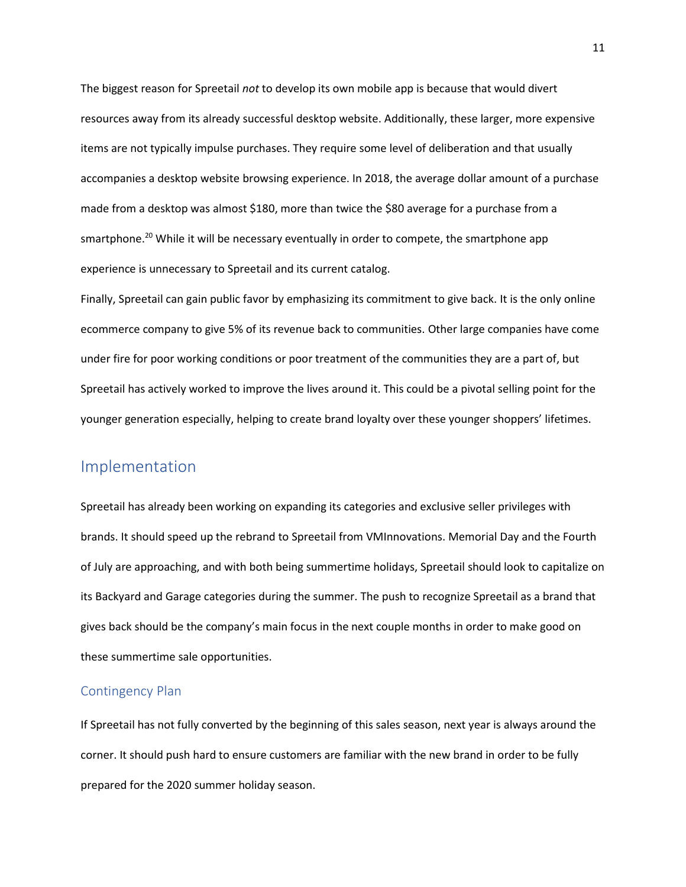The biggest reason for Spreetail *not* to develop its own mobile app is because that would divert resources away from its already successful desktop website. Additionally, these larger, more expensive items are not typically impulse purchases. They require some level of deliberation and that usually accompanies a desktop website browsing experience. In 2018, the average dollar amount of a purchase made from a desktop was almost $180, more than twice the $80 average for a purchase from a smartphone.[20] While it will be necessary eventually in order to compete, the smartphone app experience is unnecessary to Spreetail and its current catalog.

Finally, Spreetail can gain public favor by emphasizing its commitment to give back. It is the only online ecommerce company to give 5% of its revenue back to communities. Other large companies have come under fire for poor working conditions or poor treatment of the communities they are a part of, but Spreetail has actively worked to improve the lives around it. This could be a pivotal selling point for the younger generation especially, helping to create brand loyalty over these younger shoppers' lifetimes.

## Implementation

Spreetail has already been working on expanding its categories and exclusive seller privileges with brands. It should speed up the rebrand to Spreetail from VMInnovations. Memorial Day and the Fourth of July are approaching, and with both being summertime holidays, Spreetail should look to capitalize on its Backyard and Garage categories during the summer. The push to recognize Spreetail as a brand that gives back should be the company's main focus in the next couple months in order to make good on these summertime sale opportunities.

### Contingency Plan

If Spreetail has not fully converted by the beginning of this sales season, next year is always around the corner. It should push hard to ensure customers are familiar with the new brand in order to be fully prepared for the 2020 summer holiday season.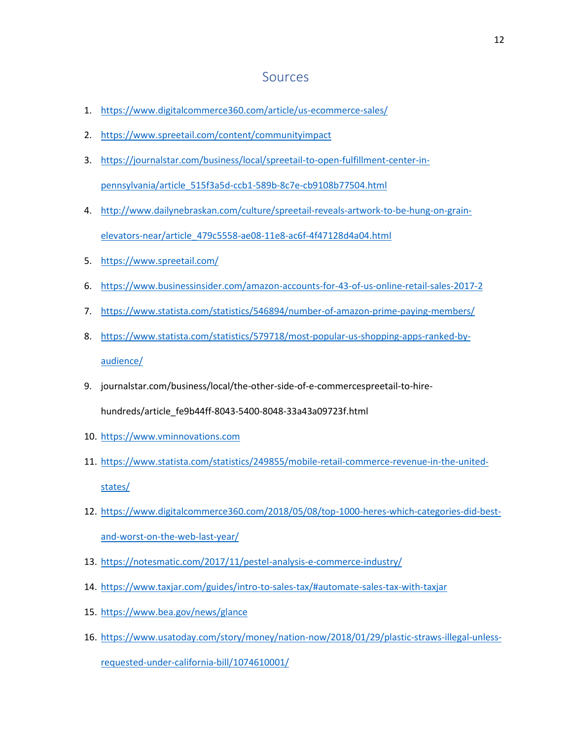# Sources

1. https://www.digitalcommerce360.com/article/us-ecommerce-sales/
2. https://www.spreetail.com/content/communityimpact
3. https://journalstar.com/business/local/spreetail-to-open-fulfillment-center-in-pennsylvania/article_515f3a5d-ccb1-589b-8c7e-cb9108b77504.html
4. http://www.dailynebraskan.com/culture/spreetail-reveals-artwork-to-be-hung-on-grain-elevators-near/article_479c5558-ae08-11e8-ac6f-4f47128d4a04.html
5. https://www.spreetail.com/
6. https://www.businessinsider.com/amazon-accounts-for-43-of-us-online-retail-sales-2017-2
7. https://www.statista.com/statistics/546894/number-of-amazon-prime-paying-members/
8. https://www.statista.com/statistics/579718/most-popular-us-shopping-apps-ranked-by-audience/
9. journalstar.com/business/local/the-other-side-of-e-commercespreetail-to-hire-hundreds/article_fe9b44ff-8043-5400-8048-33a43a09723f.html
10. https://www.vminnovations.com
11. https://www.statista.com/statistics/249855/mobile-retail-commerce-revenue-in-the-united-states/
12. https://www.digitalcommerce360.com/2018/05/08/top-1000-heres-which-categories-did-best-and-worst-on-the-web-last-year/
13. https://notesmatic.com/2017/11/pestel-analysis-e-commerce-industry/
14. https://www.taxjar.com/guides/intro-to-sales-tax/#automate-sales-tax-with-taxjar
15. https://www.bea.gov/news/glance
16. https://www.usatoday.com/story/money/nation-now/2018/01/29/plastic-straws-illegal-unless-requested-under-california-bill/1074610001/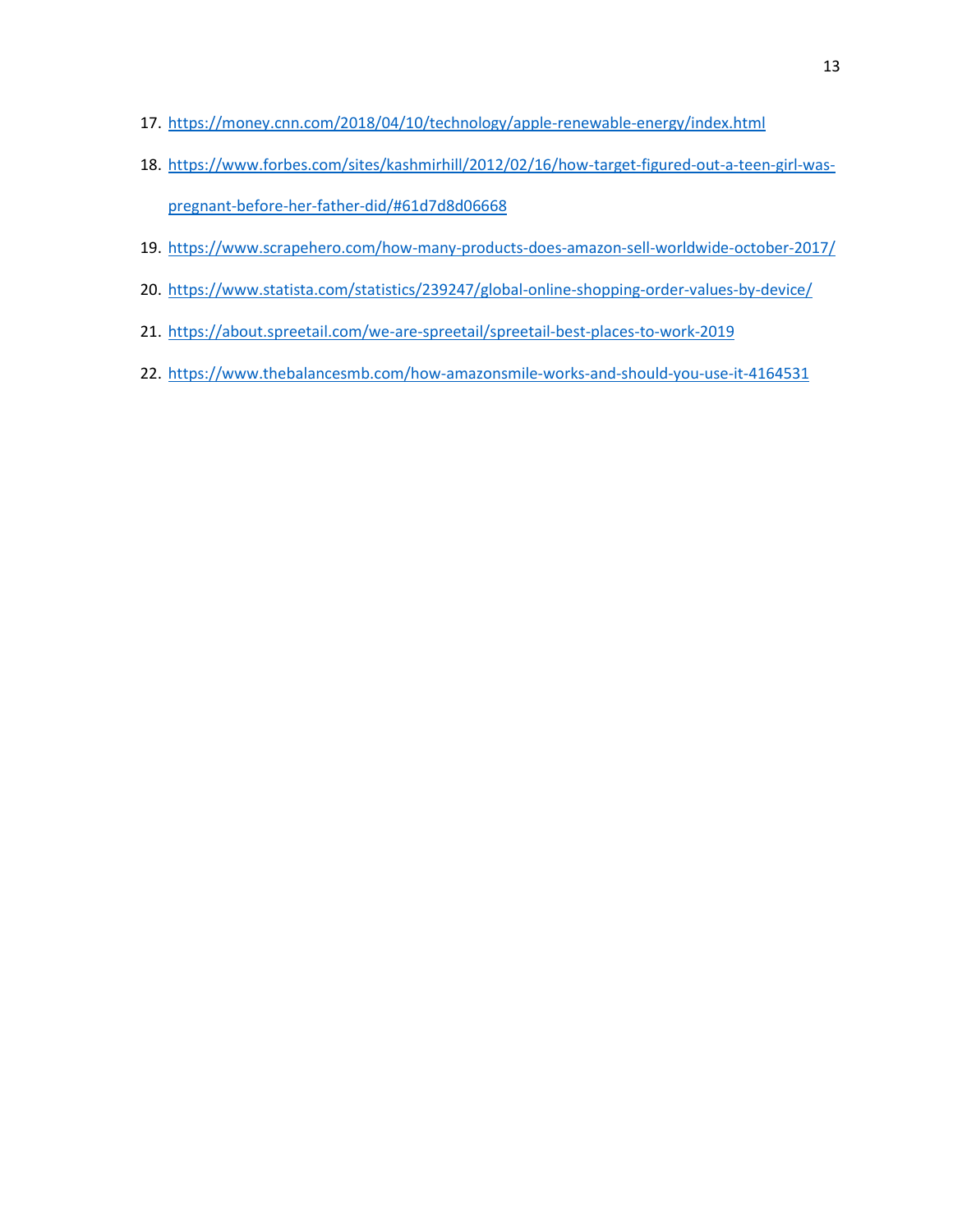17. https://money.cnn.com/2018/04/10/technology/apple-renewable-energy/index.html
18. https://www.forbes.com/sites/kashmirhill/2012/02/16/how-target-figured-out-a-teen-girl-was-pregnant-before-her-father-did/#61d7d8d06668
19. https://www.scrapehero.com/how-many-products-does-amazon-sell-worldwide-october-2017/
20. https://www.statista.com/statistics/239247/global-online-shopping-order-values-by-device/
21. https://about.spreetail.com/we-are-spreetail/spreetail-best-places-to-work-2019
22. https://www.thebalancesmb.com/how-amazonsmile-works-and-should-you-use-it-4164531